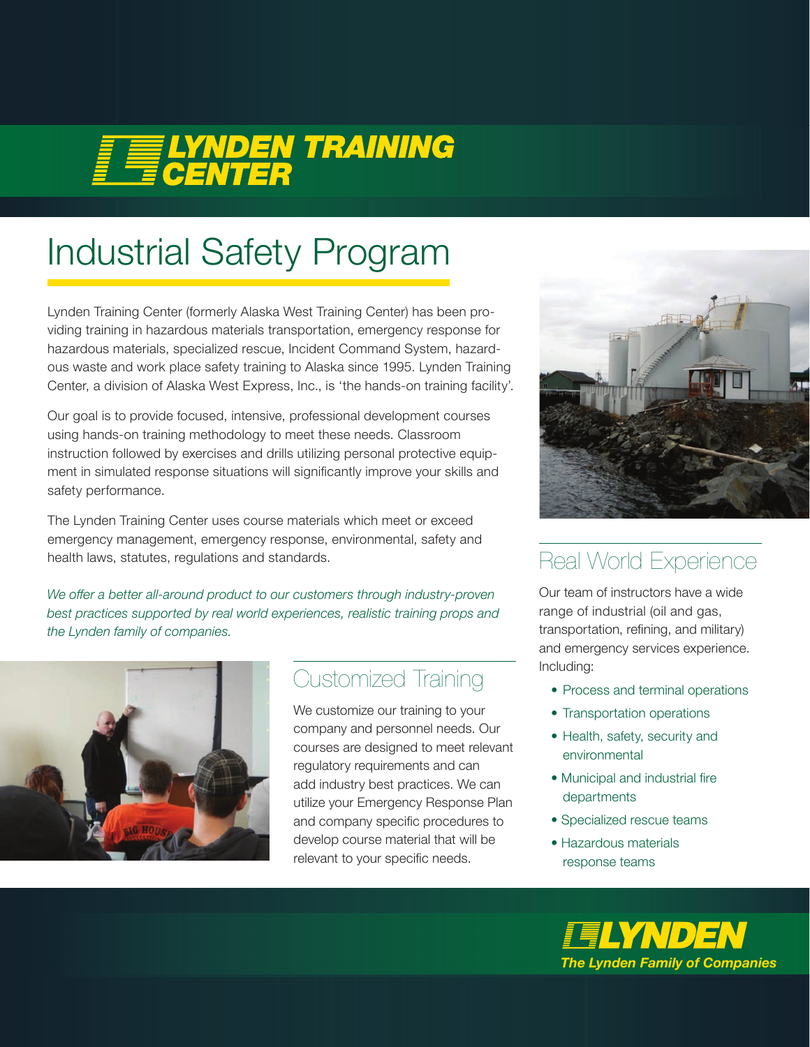# LYNDEN TRAINING CENTER

# Industrial Safety Program

Lynden Training Center (formerly Alaska West Training Center) has been providing training in hazardous materials transportation, emergency response for hazardous materials, specialized rescue, Incident Command System, hazardous waste and work place safety training to Alaska since 1995. Lynden Training Center, a division of Alaska West Express, Inc., is 'the hands-on training facility'.

Our goal is to provide focused, intensive, professional development courses using hands-on training methodology to meet these needs. Classroom instruction followed by exercises and drills utilizing personal protective equipment in simulated response situations will significantly improve your skills and safety performance.

The Lynden Training Center uses course materials which meet or exceed emergency management, emergency response, environmental, safety and health laws, statutes, regulations and standards.

*We offer a better all-around product to our customers through industry-proven best practices supported by real world experiences, realistic training props and the Lynden family of companies.*

## Customized Training

We customize our training to your company and personnel needs. Our courses are designed to meet relevant regulatory requirements and can add industry best practices. We can utilize your Emergency Response Plan and company specific procedures to develop course material that will be relevant to your specific needs.

## Real World Experience

Our team of instructors have a wide range of industrial (oil and gas, transportation, refining, and military) and emergency services experience. Including:

- Process and terminal operations
- Transportation operations
- Health, safety, security and environmental
- Municipal and industrial fire departments
- Specialized rescue teams
- Hazardous materials response teams

**LYNDEN**
***The Lynden Family of Companies***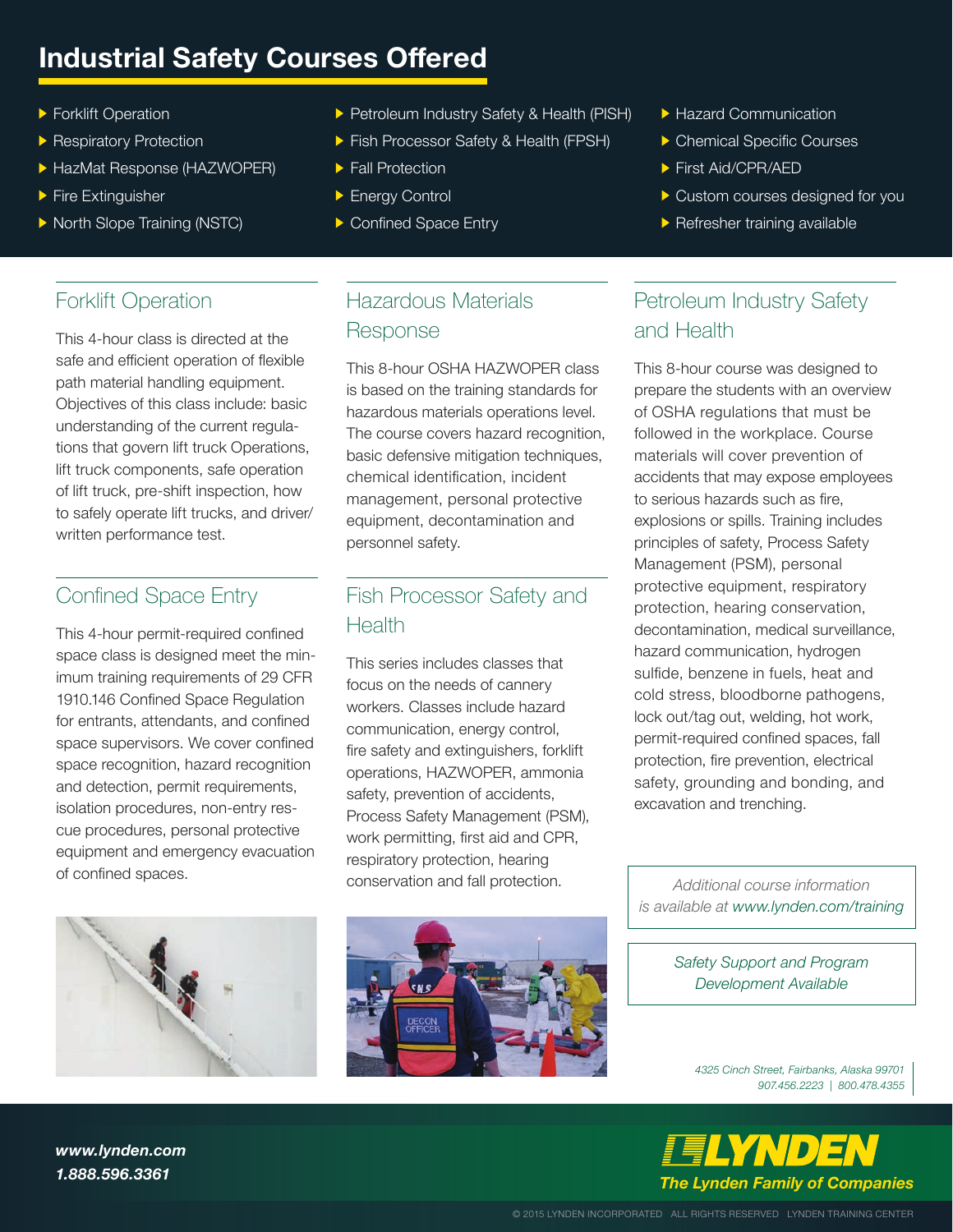# Industrial Safety Courses Offered

- Forklift Operation
- Respiratory Protection
- HazMat Response (HAZWOPER)
- Fire Extinguisher
- North Slope Training (NSTC)
- Petroleum Industry Safety & Health (PISH)
- Fish Processor Safety & Health (FPSH)
- Fall Protection
- Energy Control
- Confined Space Entry
- Hazard Communication
- Chemical Specific Courses
- First Aid/CPR/AED
- Custom courses designed for you
- Refresher training available

## Forklift Operation

This 4-hour class is directed at the safe and efficient operation of flexible path material handling equipment. Objectives of this class include: basic understanding of the current regulations that govern lift truck Operations, lift truck components, safe operation of lift truck, pre-shift inspection, how to safely operate lift trucks, and driver/written performance test.

## Confined Space Entry

This 4-hour permit-required confined space class is designed meet the minimum training requirements of 29 CFR 1910.146 Confined Space Regulation for entrants, attendants, and confined space supervisors. We cover confined space recognition, hazard recognition and detection, permit requirements, isolation procedures, non-entry rescue procedures, personal protective equipment and emergency evacuation of confined spaces.

## Hazardous Materials Response

This 8-hour OSHA HAZWOPER class is based on the training standards for hazardous materials operations level. The course covers hazard recognition, basic defensive mitigation techniques, chemical identification, incident management, personal protective equipment, decontamination and personnel safety.

## Fish Processor Safety and Health

This series includes classes that focus on the needs of cannery workers. Classes include hazard communication, energy control, fire safety and extinguishers, forklift operations, HAZWOPER, ammonia safety, prevention of accidents, Process Safety Management (PSM), work permitting, first aid and CPR, respiratory protection, hearing conservation and fall protection.

## Petroleum Industry Safety and Health

This 8-hour course was designed to prepare the students with an overview of OSHA regulations that must be followed in the workplace. Course materials will cover prevention of accidents that may expose employees to serious hazards such as fire, explosions or spills. Training includes principles of safety, Process Safety Management (PSM), personal protective equipment, respiratory protection, hearing conservation, decontamination, medical surveillance, hazard communication, hydrogen sulfide, benzene in fuels, heat and cold stress, bloodborne pathogens, lock out/tag out, welding, hot work, permit-required confined spaces, fall protection, fire prevention, electrical safety, grounding and bonding, and excavation and trenching.

*Additional course information is available at www.lynden.com/training*

*Safety Support and Program Development Available*

*4325 Cinch Street, Fairbanks, Alaska 99701*
*907.456.2223 | 800.478.4355*

***www.lynden.com***
***1.888.596.3361***

**LYNDEN**
***The Lynden Family of Companies***

© 2015 LYNDEN INCORPORATED ALL RIGHTS RESERVED LYNDEN TRAINING CENTER